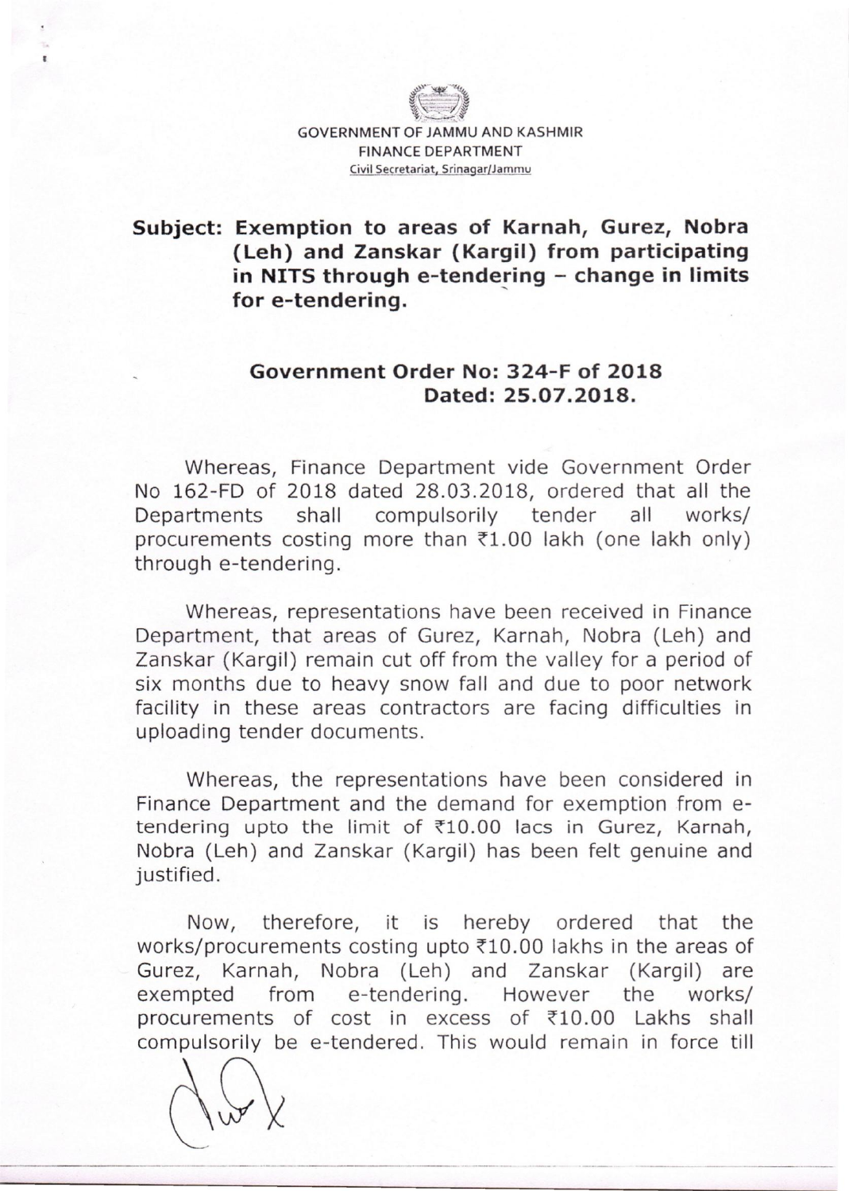GOVERNMENT OF JAMMU AND KASHMIR
FINANCE DEPARTMENT
Civil Secretariat, Srinagar/Jammu

**Subject: Exemption to areas of Karnah, Gurez, Nobra (Leh) and Zanskar (Kargil) from participating in NITS through e-tendering – change in limits for e-tendering.**

**Government Order No: 324-F of 2018**
**Dated: 25.07.2018.**

Whereas, Finance Department vide Government Order No 162-FD of 2018 dated 28.03.2018, ordered that all the Departments shall compulsorily tender all works/ procurements costing more than ₹1.00 lakh (one lakh only) through e-tendering.

Whereas, representations have been received in Finance Department, that areas of Gurez, Karnah, Nobra (Leh) and Zanskar (Kargil) remain cut off from the valley for a period of six months due to heavy snow fall and due to poor network facility in these areas contractors are facing difficulties in uploading tender documents.

Whereas, the representations have been considered in Finance Department and the demand for exemption from e-tendering upto the limit of ₹10.00 lacs in Gurez, Karnah, Nobra (Leh) and Zanskar (Kargil) has been felt genuine and justified.

Now, therefore, it is hereby ordered that the works/procurements costing upto ₹10.00 lakhs in the areas of Gurez, Karnah, Nobra (Leh) and Zanskar (Kargil) are exempted from e-tendering. However the works/ procurements of cost in excess of ₹10.00 Lakhs shall compulsorily be e-tendered. This would remain in force till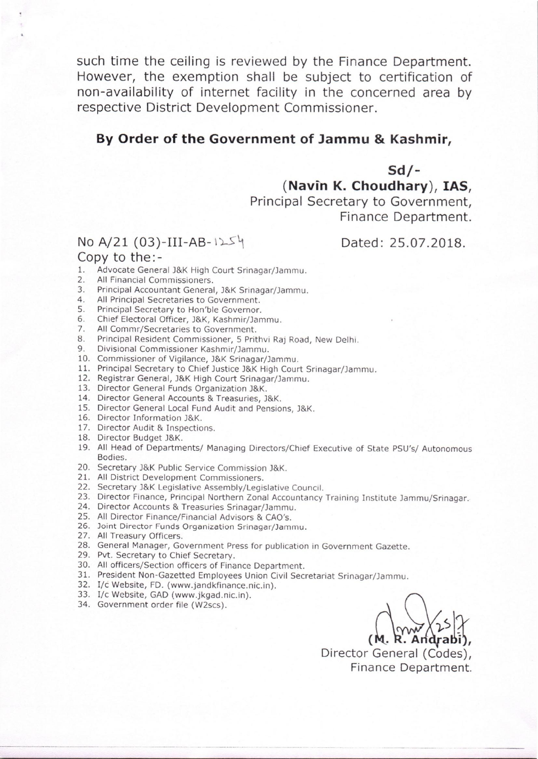such time the ceiling is reviewed by the Finance Department. However, the exemption shall be subject to certification of non-availability of internet facility in the concerned area by respective District Development Commissioner.

**By Order of the Government of Jammu & Kashmir,**

**Sd/-**

**(Navin K. Choudhary), IAS,**
Principal Secretary to Government,
Finance Department.

No A/21 (03)-III-AB-1254 Dated: 25.07.2018.

Copy to the:-

1. Advocate General J&K High Court Srinagar/Jammu.
2. All Financial Commissioners.
3. Principal Accountant General, J&K Srinagar/Jammu.
4. All Principal Secretaries to Government.
5. Principal Secretary to Hon'ble Governor.
6. Chief Electoral Officer, J&K, Kashmir/Jammu.
7. All Commr/Secretaries to Government.
8. Principal Resident Commissioner, 5 Prithvi Raj Road, New Delhi.
9. Divisional Commissioner Kashmir/Jammu.
10. Commissioner of Vigilance, J&K Srinagar/Jammu.
11. Principal Secretary to Chief Justice J&K High Court Srinagar/Jammu.
12. Registrar General, J&K High Court Srinagar/Jammu.
13. Director General Funds Organization J&K.
14. Director General Accounts & Treasuries, J&K.
15. Director General Local Fund Audit and Pensions, J&K.
16. Director Information J&K.
17. Director Audit & Inspections.
18. Director Budget J&K.
19. All Head of Departments/ Managing Directors/Chief Executive of State PSU's/ Autonomous Bodies.
20. Secretary J&K Public Service Commission J&K.
21. All District Development Commissioners.
22. Secretary J&K Legislative Assembly/Legislative Council.
23. Director Finance, Principal Northern Zonal Accountancy Training Institute Jammu/Srinagar.
24. Director Accounts & Treasuries Srinagar/Jammu.
25. All Director Finance/Financial Advisors & CAO's.
26. Joint Director Funds Organization Srinagar/Jammu.
27. All Treasury Officers.
28. General Manager, Government Press for publication in Government Gazette.
29. Pvt. Secretary to Chief Secretary.
30. All officers/Section officers of Finance Department.
31. President Non-Gazetted Employees Union Civil Secretariat Srinagar/Jammu.
32. I/c Website, FD. (www.jandkfinance.nic.in).
33. I/c Website, GAD (www.jkgad.nic.in).
34. Government order file (W2scs).

(M. R. Andrabi),
Director General (Codes),
Finance Department.